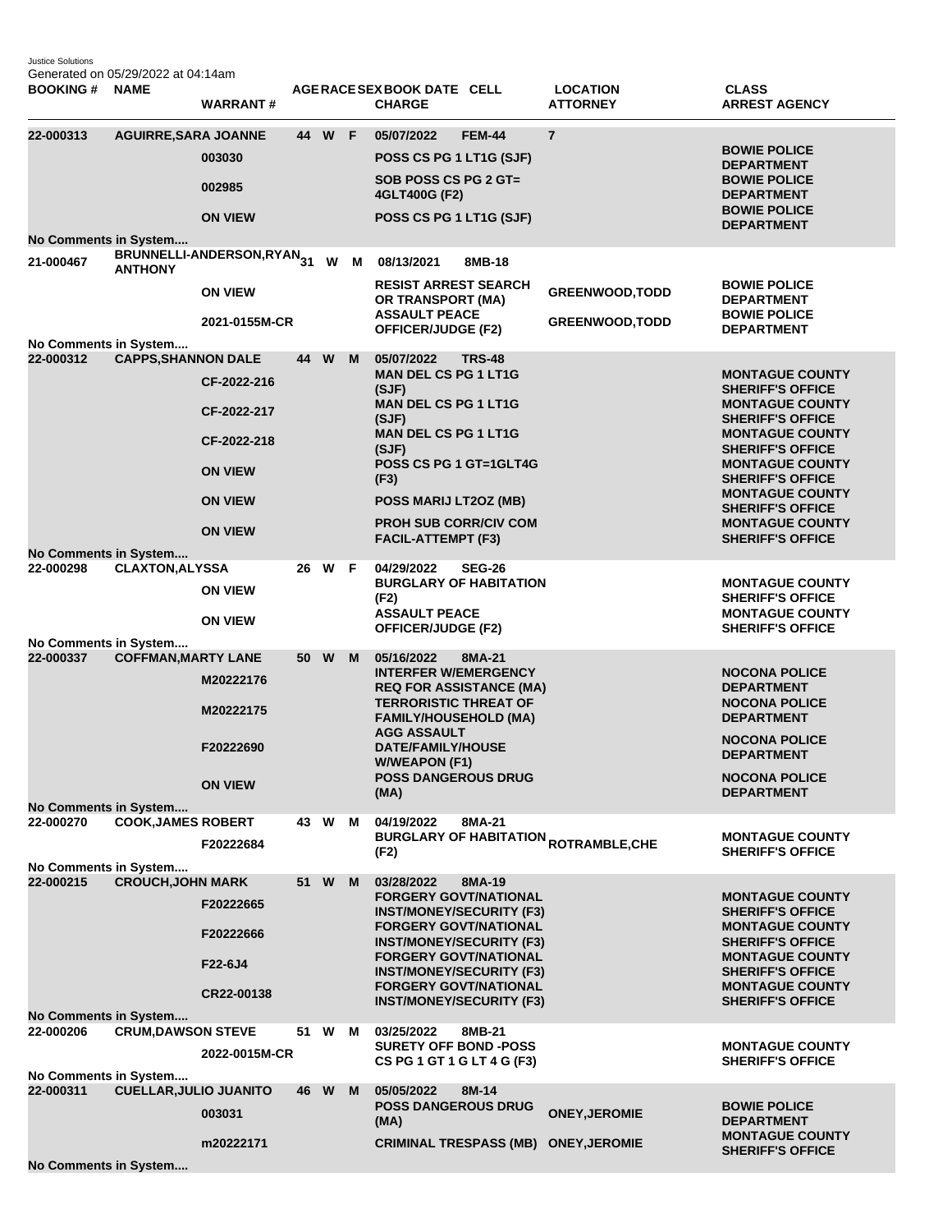Justice Solutions
Generated on 05/29/2022 at 04:14am

| BOOKING # | NAME | WARRANT # | AGE | RACE | SEX | BOOK DATE | CELL | CHARGE | LOCATION | ATTORNEY | CLASS | ARREST AGENCY |
|---|---|---|---|---|---|---|---|---|---|---|---|---|
| 22-000313 | AGUIRRE,SARA JOANNE | | 44 | W | F | 05/07/2022 | FEM-44 | | 7 | | | |
| | | 003030 | | | | | | POSS CS PG 1 LT1G (SJF) | | | | BOWIE POLICE DEPARTMENT |
| | | 002985 | | | | | | SOB POSS CS PG 2 GT= 4GLT400G (F2) | | | | BOWIE POLICE DEPARTMENT |
| | | ON VIEW | | | | | | POSS CS PG 1 LT1G (SJF) | | | | BOWIE POLICE DEPARTMENT |
| No Comments in System.... | | | | | | | | | | | | |
| 21-000467 | BRUNNELLI-ANDERSON,RYAN ANTHONY | | 31 | W | M | 08/13/2021 | 8MB-18 | | | | | |
| | | ON VIEW | | | | | | RESIST ARREST SEARCH OR TRANSPORT (MA) | | GREENWOOD,TODD | | BOWIE POLICE DEPARTMENT |
| | | 2021-0155M-CR | | | | | | ASSAULT PEACE OFFICER/JUDGE (F2) | | GREENWOOD,TODD | | BOWIE POLICE DEPARTMENT |
| No Comments in System.... | | | | | | | | | | | | |
| 22-000312 | CAPPS,SHANNON DALE | | 44 | W | M | 05/07/2022 | TRS-48 | | | | | |
| | | CF-2022-216 | | | | | | MAN DEL CS PG 1 LT1G (SJF) | | | | MONTAGUE COUNTY SHERIFF'S OFFICE |
| | | CF-2022-217 | | | | | | MAN DEL CS PG 1 LT1G (SJF) | | | | MONTAGUE COUNTY SHERIFF'S OFFICE |
| | | CF-2022-218 | | | | | | MAN DEL CS PG 1 LT1G (SJF) | | | | MONTAGUE COUNTY SHERIFF'S OFFICE |
| | | ON VIEW | | | | | | POSS CS PG 1 GT=1GLT4G (F3) | | | | MONTAGUE COUNTY SHERIFF'S OFFICE |
| | | ON VIEW | | | | | | POSS MARIJ LT2OZ (MB) | | | | MONTAGUE COUNTY SHERIFF'S OFFICE |
| | | ON VIEW | | | | | | PROH SUB CORR/CIV COM FACIL-ATTEMPT (F3) | | | | MONTAGUE COUNTY SHERIFF'S OFFICE |
| No Comments in System.... | | | | | | | | | | | | |
| 22-000298 | CLAXTON,ALYSSA | | 26 | W | F | 04/29/2022 | SEG-26 | | | | | |
| | | ON VIEW | | | | | | BURGLARY OF HABITATION (F2) | | | | MONTAGUE COUNTY SHERIFF'S OFFICE |
| | | ON VIEW | | | | | | ASSAULT PEACE OFFICER/JUDGE (F2) | | | | MONTAGUE COUNTY SHERIFF'S OFFICE |
| No Comments in System.... | | | | | | | | | | | | |
| 22-000337 | COFFMAN,MARTY LANE | | 50 | W | M | 05/16/2022 | 8MA-21 | | | | | |
| | | M20222176 | | | | | | INTERFER W/EMERGENCY REQ FOR ASSISTANCE (MA) | | | | NOCONA POLICE DEPARTMENT |
| | | M20222175 | | | | | | TERRORISTIC THREAT OF FAMILY/HOUSEHOLD (MA) | | | | NOCONA POLICE DEPARTMENT |
| | | F20222690 | | | | | | AGG ASSAULT DATE/FAMILY/HOUSE W/WEAPON (F1) | | | | NOCONA POLICE DEPARTMENT |
| | | ON VIEW | | | | | | POSS DANGEROUS DRUG (MA) | | | | NOCONA POLICE DEPARTMENT |
| No Comments in System.... | | | | | | | | | | | | |
| 22-000270 | COOK,JAMES ROBERT | | 43 | W | M | 04/19/2022 | 8MA-21 | | | | | |
| | | F20222684 | | | | | | BURGLARY OF HABITATION (F2) | | ROTRAMBLE,CHE | | MONTAGUE COUNTY SHERIFF'S OFFICE |
| No Comments in System.... | | | | | | | | | | | | |
| 22-000215 | CROUCH,JOHN MARK | | 51 | W | M | 03/28/2022 | 8MA-19 | | | | | |
| | | F20222665 | | | | | | FORGERY GOVT/NATIONAL INST/MONEY/SECURITY (F3) | | | | MONTAGUE COUNTY SHERIFF'S OFFICE |
| | | F20222666 | | | | | | FORGERY GOVT/NATIONAL INST/MONEY/SECURITY (F3) | | | | MONTAGUE COUNTY SHERIFF'S OFFICE |
| | | F22-6J4 | | | | | | FORGERY GOVT/NATIONAL INST/MONEY/SECURITY (F3) | | | | MONTAGUE COUNTY SHERIFF'S OFFICE |
| | | CR22-00138 | | | | | | FORGERY GOVT/NATIONAL INST/MONEY/SECURITY (F3) | | | | MONTAGUE COUNTY SHERIFF'S OFFICE |
| No Comments in System.... | | | | | | | | | | | | |
| 22-000206 | CRUM,DAWSON STEVE | | 51 | W | M | 03/25/2022 | 8MB-21 | | | | | |
| | | 2022-0015M-CR | | | | | | SURETY OFF BOND -POSS CS PG 1 GT 1 G LT 4 G (F3) | | | | MONTAGUE COUNTY SHERIFF'S OFFICE |
| No Comments in System.... | | | | | | | | | | | | |
| 22-000311 | CUELLAR,JULIO JUANITO | | 46 | W | M | 05/05/2022 | 8M-14 | | | | | |
| | | 003031 | | | | | | POSS DANGEROUS DRUG (MA) | | ONEY,JEROMIE | | BOWIE POLICE DEPARTMENT |
| | | m20222171 | | | | | | CRIMINAL TRESPASS (MB) | | ONEY,JEROMIE | | MONTAGUE COUNTY SHERIFF'S OFFICE |
| No Comments in System.... | | | | | | | | | | | | |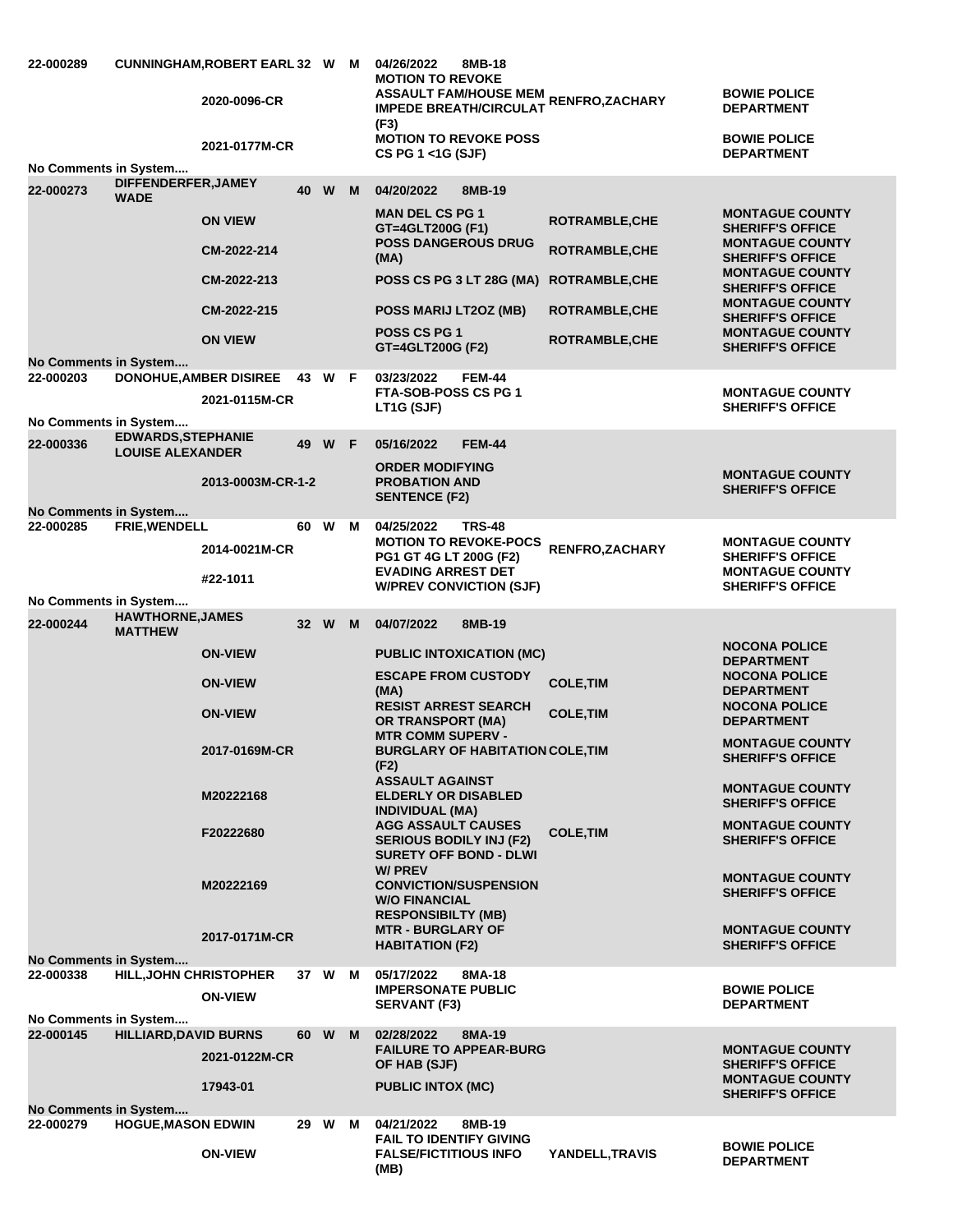| Booking # | Name | Case # | Age | Race | Sex | Date / Charge | Officer | Agency |
|---|---|---|---|---|---|---|---|---|
| 22-000289 | CUNNINGHAM,ROBERT EARL | | 32 | W | M | 04/26/2022 8MB-18 | | |
| | | 2020-0096-CR | | | | MOTION TO REVOKE ASSAULT FAM/HOUSE MEM IMPEDE BREATH/CIRCULAT (F3) | RENFRO,ZACHARY | BOWIE POLICE DEPARTMENT |
| | | 2021-0177M-CR | | | | MOTION TO REVOKE POSS CS PG 1 <1G (SJF) | | BOWIE POLICE DEPARTMENT |
| No Comments in System.... | | | | | | | | |
| 22-000273 | DIFFENDERFER,JAMEY WADE | | 40 | W | M | 04/20/2022 8MB-19 | | |
| | | ON VIEW | | | | MAN DEL CS PG 1 GT=4GLT200G (F1) | ROTRAMBLE,CHE | MONTAGUE COUNTY SHERIFF'S OFFICE |
| | | CM-2022-214 | | | | POSS DANGEROUS DRUG (MA) | ROTRAMBLE,CHE | MONTAGUE COUNTY SHERIFF'S OFFICE |
| | | CM-2022-213 | | | | POSS CS PG 3 LT 28G (MA) | ROTRAMBLE,CHE | MONTAGUE COUNTY SHERIFF'S OFFICE |
| | | CM-2022-215 | | | | POSS MARIJ LT2OZ (MB) | ROTRAMBLE,CHE | MONTAGUE COUNTY SHERIFF'S OFFICE |
| | | ON VIEW | | | | POSS CS PG 1 GT=4GLT200G (F2) | ROTRAMBLE,CHE | MONTAGUE COUNTY SHERIFF'S OFFICE |
| No Comments in System.... | | | | | | | | |
| 22-000203 | DONOHUE,AMBER DISIREE | | 43 | W | F | 03/23/2022 FEM-44 | | |
| | | 2021-0115M-CR | | | | FTA-SOB-POSS CS PG 1 LT1G (SJF) | | MONTAGUE COUNTY SHERIFF'S OFFICE |
| No Comments in System.... | | | | | | | | |
| 22-000336 | EDWARDS,STEPHANIE LOUISE ALEXANDER | | 49 | W | F | 05/16/2022 FEM-44 | | |
| | | 2013-0003M-CR-1-2 | | | | ORDER MODIFYING PROBATION AND SENTENCE (F2) | | MONTAGUE COUNTY SHERIFF'S OFFICE |
| No Comments in System.... | | | | | | | | |
| 22-000285 | FRIE,WENDELL | | 60 | W | M | 04/25/2022 TRS-48 | | |
| | | 2014-0021M-CR | | | | MOTION TO REVOKE-POCS PG1 GT 4G LT 200G (F2) | RENFRO,ZACHARY | MONTAGUE COUNTY SHERIFF'S OFFICE |
| | | #22-1011 | | | | EVADING ARREST DET W/PREV CONVICTION (SJF) | | MONTAGUE COUNTY SHERIFF'S OFFICE |
| No Comments in System.... | | | | | | | | |
| 22-000244 | HAWTHORNE,JAMES MATTHEW | | 32 | W | M | 04/07/2022 8MB-19 | | |
| | | ON-VIEW | | | | PUBLIC INTOXICATION (MC) | | NOCONA POLICE DEPARTMENT |
| | | ON-VIEW | | | | ESCAPE FROM CUSTODY (MA) | COLE,TIM | NOCONA POLICE DEPARTMENT |
| | | ON-VIEW | | | | RESIST ARREST SEARCH OR TRANSPORT (MA) | COLE,TIM | NOCONA POLICE DEPARTMENT |
| | | 2017-0169M-CR | | | | MTR COMM SUPERV - BURGLARY OF HABITATION (F2) | COLE,TIM | MONTAGUE COUNTY SHERIFF'S OFFICE |
| | | M20222168 | | | | ASSAULT AGAINST ELDERLY OR DISABLED INDIVIDUAL (MA) | | MONTAGUE COUNTY SHERIFF'S OFFICE |
| | | F20222680 | | | | AGG ASSAULT CAUSES SERIOUS BODILY INJ (F2) | COLE,TIM | MONTAGUE COUNTY SHERIFF'S OFFICE |
| | | M20222169 | | | | SURETY OFF BOND - DLWI W/ PREV CONVICTION/SUSPENSION W/O FINANCIAL RESPONSIBILTY (MB) | | MONTAGUE COUNTY SHERIFF'S OFFICE |
| | | 2017-0171M-CR | | | | MTR - BURGLARY OF HABITATION (F2) | | MONTAGUE COUNTY SHERIFF'S OFFICE |
| No Comments in System.... | | | | | | | | |
| 22-000338 | HILL,JOHN CHRISTOPHER | | 37 | W | M | 05/17/2022 8MA-18 | | |
| | | ON-VIEW | | | | IMPERSONATE PUBLIC SERVANT (F3) | | BOWIE POLICE DEPARTMENT |
| No Comments in System.... | | | | | | | | |
| 22-000145 | HILLIARD,DAVID BURNS | | 60 | W | M | 02/28/2022 8MA-19 | | |
| | | 2021-0122M-CR | | | | FAILURE TO APPEAR-BURG OF HAB (SJF) | | MONTAGUE COUNTY SHERIFF'S OFFICE |
| | | 17943-01 | | | | PUBLIC INTOX (MC) | | MONTAGUE COUNTY SHERIFF'S OFFICE |
| No Comments in System.... | | | | | | | | |
| 22-000279 | HOGUE,MASON EDWIN | | 29 | W | M | 04/21/2022 8MB-19 | | |
| | | ON-VIEW | | | | FAIL TO IDENTIFY GIVING FALSE/FICTITIOUS INFO (MB) | YANDELL,TRAVIS | BOWIE POLICE DEPARTMENT |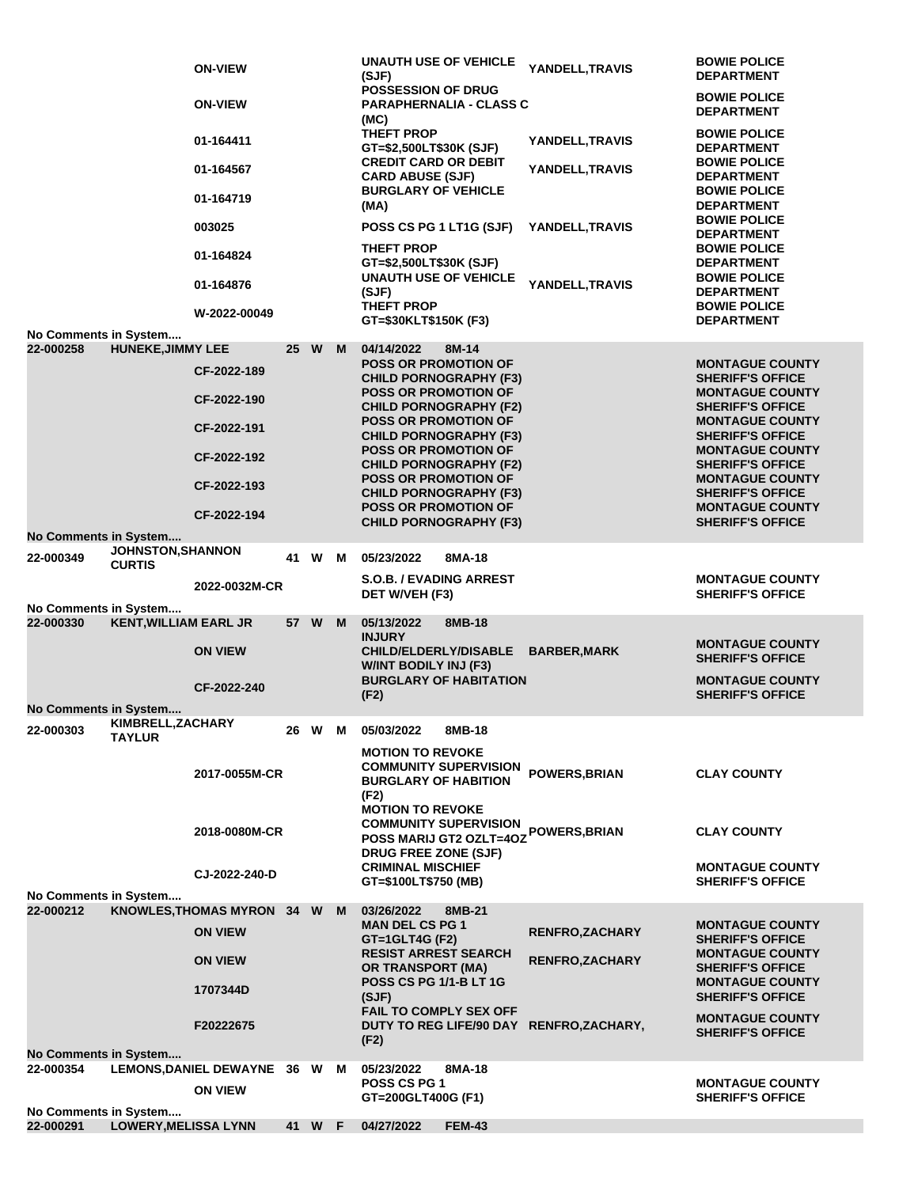| Booking # | Name | Case # | Age | Race | Sex | Date / Charge | Officer | Agency |
|---|---|---|---|---|---|---|---|---|
| | | ON-VIEW | | | | UNAUTH USE OF VEHICLE (SJF) | YANDELL,TRAVIS | BOWIE POLICE DEPARTMENT |
| | | ON-VIEW | | | | POSSESSION OF DRUG PARAPHERNALIA - CLASS C (MC) | | BOWIE POLICE DEPARTMENT |
| | | 01-164411 | | | | THEFT PROP GT=$2,500LT$30K (SJF) | YANDELL,TRAVIS | BOWIE POLICE DEPARTMENT |
| | | 01-164567 | | | | CREDIT CARD OR DEBIT CARD ABUSE (SJF) | YANDELL,TRAVIS | BOWIE POLICE DEPARTMENT |
| | | 01-164719 | | | | BURGLARY OF VEHICLE (MA) | | BOWIE POLICE DEPARTMENT |
| | | 003025 | | | | POSS CS PG 1 LT1G (SJF) | YANDELL,TRAVIS | BOWIE POLICE DEPARTMENT |
| | | 01-164824 | | | | THEFT PROP GT=$2,500LT$30K (SJF) | | BOWIE POLICE DEPARTMENT |
| | | 01-164876 | | | | UNAUTH USE OF VEHICLE (SJF) | YANDELL,TRAVIS | BOWIE POLICE DEPARTMENT |
| | | W-2022-00049 | | | | THEFT PROP GT=$30KLT$150K (F3) | | BOWIE POLICE DEPARTMENT |
| No Comments in System.... | | | | | | | | |
| 22-000258 | HUNEKE,JIMMY LEE | | 25 | W | M | 04/14/2022 8M-14 | | |
| | | CF-2022-189 | | | | POSS OR PROMOTION OF CHILD PORNOGRAPHY (F3) | | MONTAGUE COUNTY SHERIFF'S OFFICE |
| | | CF-2022-190 | | | | POSS OR PROMOTION OF CHILD PORNOGRAPHY (F2) | | MONTAGUE COUNTY SHERIFF'S OFFICE |
| | | CF-2022-191 | | | | POSS OR PROMOTION OF CHILD PORNOGRAPHY (F3) | | MONTAGUE COUNTY SHERIFF'S OFFICE |
| | | CF-2022-192 | | | | POSS OR PROMOTION OF CHILD PORNOGRAPHY (F2) | | MONTAGUE COUNTY SHERIFF'S OFFICE |
| | | CF-2022-193 | | | | POSS OR PROMOTION OF CHILD PORNOGRAPHY (F3) | | MONTAGUE COUNTY SHERIFF'S OFFICE |
| | | CF-2022-194 | | | | POSS OR PROMOTION OF CHILD PORNOGRAPHY (F3) | | MONTAGUE COUNTY SHERIFF'S OFFICE |
| No Comments in System.... | | | | | | | | |
| 22-000349 | JOHNSTON,SHANNON CURTIS | | 41 | W | M | 05/23/2022 8MA-18 | | |
| | | 2022-0032M-CR | | | | S.O.B. / EVADING ARREST DET W/VEH (F3) | | MONTAGUE COUNTY SHERIFF'S OFFICE |
| No Comments in System.... | | | | | | | | |
| 22-000330 | KENT,WILLIAM EARL JR | | 57 | W | M | 05/13/2022 8MB-18 | | |
| | | ON VIEW | | | | INJURY CHILD/ELDERLY/DISABLE W/INT BODILY INJ (F3) | BARBER,MARK | MONTAGUE COUNTY SHERIFF'S OFFICE |
| | | CF-2022-240 | | | | BURGLARY OF HABITATION (F2) | | MONTAGUE COUNTY SHERIFF'S OFFICE |
| No Comments in System.... | | | | | | | | |
| 22-000303 | KIMBRELL,ZACHARY TAYLUR | | 26 | W | M | 05/03/2022 8MB-18 | | |
| | | 2017-0055M-CR | | | | MOTION TO REVOKE COMMUNITY SUPERVISION BURGLARY OF HABITION (F2) | POWERS,BRIAN | CLAY COUNTY |
| | | 2018-0080M-CR | | | | MOTION TO REVOKE COMMUNITY SUPERVISION POSS MARIJ GT2 OZLT=4OZ DRUG FREE ZONE (SJF) | POWERS,BRIAN | CLAY COUNTY |
| | | CJ-2022-240-D | | | | CRIMINAL MISCHIEF GT=$100LT$750 (MB) | | MONTAGUE COUNTY SHERIFF'S OFFICE |
| No Comments in System.... | | | | | | | | |
| 22-000212 | KNOWLES,THOMAS MYRON | | 34 | W | M | 03/26/2022 8MB-21 | | |
| | | ON VIEW | | | | MAN DEL CS PG 1 GT=1GLT4G (F2) | RENFRO,ZACHARY | MONTAGUE COUNTY SHERIFF'S OFFICE |
| | | ON VIEW | | | | RESIST ARREST SEARCH OR TRANSPORT (MA) | RENFRO,ZACHARY | MONTAGUE COUNTY SHERIFF'S OFFICE |
| | | 1707344D | | | | POSS CS PG 1/1-B LT 1G (SJF) | | MONTAGUE COUNTY SHERIFF'S OFFICE |
| | | F20222675 | | | | FAIL TO COMPLY SEX OFF DUTY TO REG LIFE/90 DAY (F2) | RENFRO,ZACHARY, | MONTAGUE COUNTY SHERIFF'S OFFICE |
| No Comments in System.... | | | | | | | | |
| 22-000354 | LEMONS,DANIEL DEWAYNE | | 36 | W | M | 05/23/2022 8MA-18 | | |
| | | ON VIEW | | | | POSS CS PG 1 GT=200GLT400G (F1) | | MONTAGUE COUNTY SHERIFF'S OFFICE |
| No Comments in System.... | | | | | | | | |
| 22-000291 | LOWERY,MELISSA LYNN | | 41 | W | F | 04/27/2022 FEM-43 | | |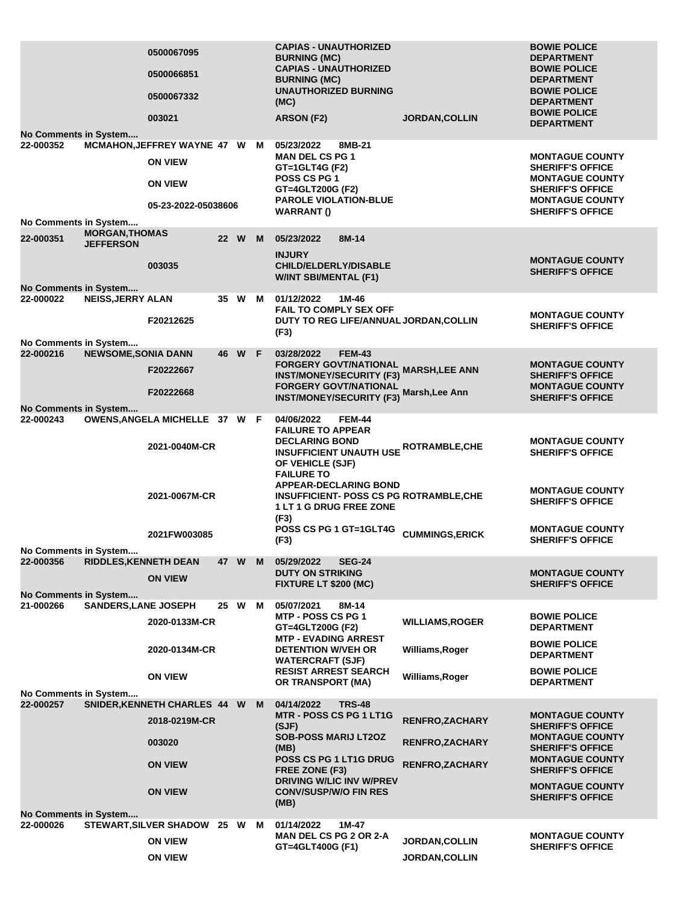| | | | | | | | | |
|---|---|---|---|---|---|---|---|---|
| | | 0500067095 | | | | CAPIAS - UNAUTHORIZED BURNING (MC) | | BOWIE POLICE DEPARTMENT |
| | | 0500066851 | | | | CAPIAS - UNAUTHORIZED BURNING (MC) | | BOWIE POLICE DEPARTMENT |
| | | 0500067332 | | | | UNAUTHORIZED BURNING (MC) | | BOWIE POLICE DEPARTMENT |
| | | 003021 | | | | ARSON (F2) | JORDAN,COLLIN | BOWIE POLICE DEPARTMENT |
| No Comments in System.... | | | | | | | | |
| 22-000352 | MCMAHON,JEFFREY WAYNE | | 47 | W | M | 05/23/2022 8MB-21 | | |
| | | ON VIEW | | | | MAN DEL CS PG 1 GT=1GLT4G (F2) | | MONTAGUE COUNTY SHERIFF'S OFFICE |
| | | ON VIEW | | | | POSS CS PG 1 GT=4GLT200G (F2) | | MONTAGUE COUNTY SHERIFF'S OFFICE |
| | | 05-23-2022-05038606 | | | | PAROLE VIOLATION-BLUE WARRANT () | | MONTAGUE COUNTY SHERIFF'S OFFICE |
| No Comments in System.... | | | | | | | | |
| 22-000351 | MORGAN,THOMAS JEFFERSON | | 22 | W | M | 05/23/2022 8M-14 | | |
| | | 003035 | | | | INJURY CHILD/ELDERLY/DISABLE W/INT SBI/MENTAL (F1) | | MONTAGUE COUNTY SHERIFF'S OFFICE |
| No Comments in System.... | | | | | | | | |
| 22-000022 | NEISS,JERRY ALAN | | 35 | W | M | 01/12/2022 1M-46 | | |
| | | F20212625 | | | | FAIL TO COMPLY SEX OFF DUTY TO REG LIFE/ANNUAL (F3) | JORDAN,COLLIN | MONTAGUE COUNTY SHERIFF'S OFFICE |
| No Comments in System.... | | | | | | | | |
| 22-000216 | NEWSOME,SONIA DANN | | 46 | W | F | 03/28/2022 FEM-43 | | |
| | | F20222667 | | | | FORGERY GOVT/NATIONAL INST/MONEY/SECURITY (F3) | MARSH,LEE ANN | MONTAGUE COUNTY SHERIFF'S OFFICE |
| | | F20222668 | | | | FORGERY GOVT/NATIONAL INST/MONEY/SECURITY (F3) | Marsh,Lee Ann | MONTAGUE COUNTY SHERIFF'S OFFICE |
| No Comments in System.... | | | | | | | | |
| 22-000243 | OWENS,ANGELA MICHELLE | | 37 | W | F | 04/06/2022 FEM-44 | | |
| | | 2021-0040M-CR | | | | FAILURE TO APPEAR DECLARING BOND INSUFFICIENT UNAUTH USE OF VEHICLE (SJF) | ROTRAMBLE,CHE | MONTAGUE COUNTY SHERIFF'S OFFICE |
| | | 2021-0067M-CR | | | | FAILURE TO APPEAR-DECLARING BOND INSUFFICIENT- POSS CS PG 1 LT 1 G DRUG FREE ZONE (F3) | ROTRAMBLE,CHE | MONTAGUE COUNTY SHERIFF'S OFFICE |
| | | 2021FW003085 | | | | POSS CS PG 1 GT=1GLT4G (F3) | CUMMINGS,ERICK | MONTAGUE COUNTY SHERIFF'S OFFICE |
| No Comments in System.... | | | | | | | | |
| 22-000356 | RIDDLES,KENNETH DEAN | | 47 | W | M | 05/29/2022 SEG-24 | | |
| | | ON VIEW | | | | DUTY ON STRIKING FIXTURE LT $200 (MC) | | MONTAGUE COUNTY SHERIFF'S OFFICE |
| No Comments in System.... | | | | | | | | |
| 21-000266 | SANDERS,LANE JOSEPH | | 25 | W | M | 05/07/2021 8M-14 | | |
| | | 2020-0133M-CR | | | | MTP - POSS CS PG 1 GT=4GLT200G (F2) | WILLIAMS,ROGER | BOWIE POLICE DEPARTMENT |
| | | 2020-0134M-CR | | | | MTP - EVADING ARREST DETENTION W/VEH OR WATERCRAFT (SJF) | Williams,Roger | BOWIE POLICE DEPARTMENT |
| | | ON VIEW | | | | RESIST ARREST SEARCH OR TRANSPORT (MA) | Williams,Roger | BOWIE POLICE DEPARTMENT |
| No Comments in System.... | | | | | | | | |
| 22-000257 | SNIDER,KENNETH CHARLES | | 44 | W | M | 04/14/2022 TRS-48 | | |
| | | 2018-0219M-CR | | | | MTR - POSS CS PG 1 LT1G (SJF) | RENFRO,ZACHARY | MONTAGUE COUNTY SHERIFF'S OFFICE |
| | | 003020 | | | | SOB-POSS MARIJ LT2OZ (MB) | RENFRO,ZACHARY | MONTAGUE COUNTY SHERIFF'S OFFICE |
| | | ON VIEW | | | | POSS CS PG 1 LT1G DRUG FREE ZONE (F3) | RENFRO,ZACHARY | MONTAGUE COUNTY SHERIFF'S OFFICE |
| | | ON VIEW | | | | DRIVING W/LIC INV W/PREV CONV/SUSP/W/O FIN RES (MB) | | MONTAGUE COUNTY SHERIFF'S OFFICE |
| No Comments in System.... | | | | | | | | |
| 22-000026 | STEWART,SILVER SHADOW | | 25 | W | M | 01/14/2022 1M-47 | | |
| | | ON VIEW | | | | MAN DEL CS PG 2 OR 2-A GT=4GLT400G (F1) | JORDAN,COLLIN | MONTAGUE COUNTY SHERIFF'S OFFICE |
| | | ON VIEW | | | | | JORDAN,COLLIN | |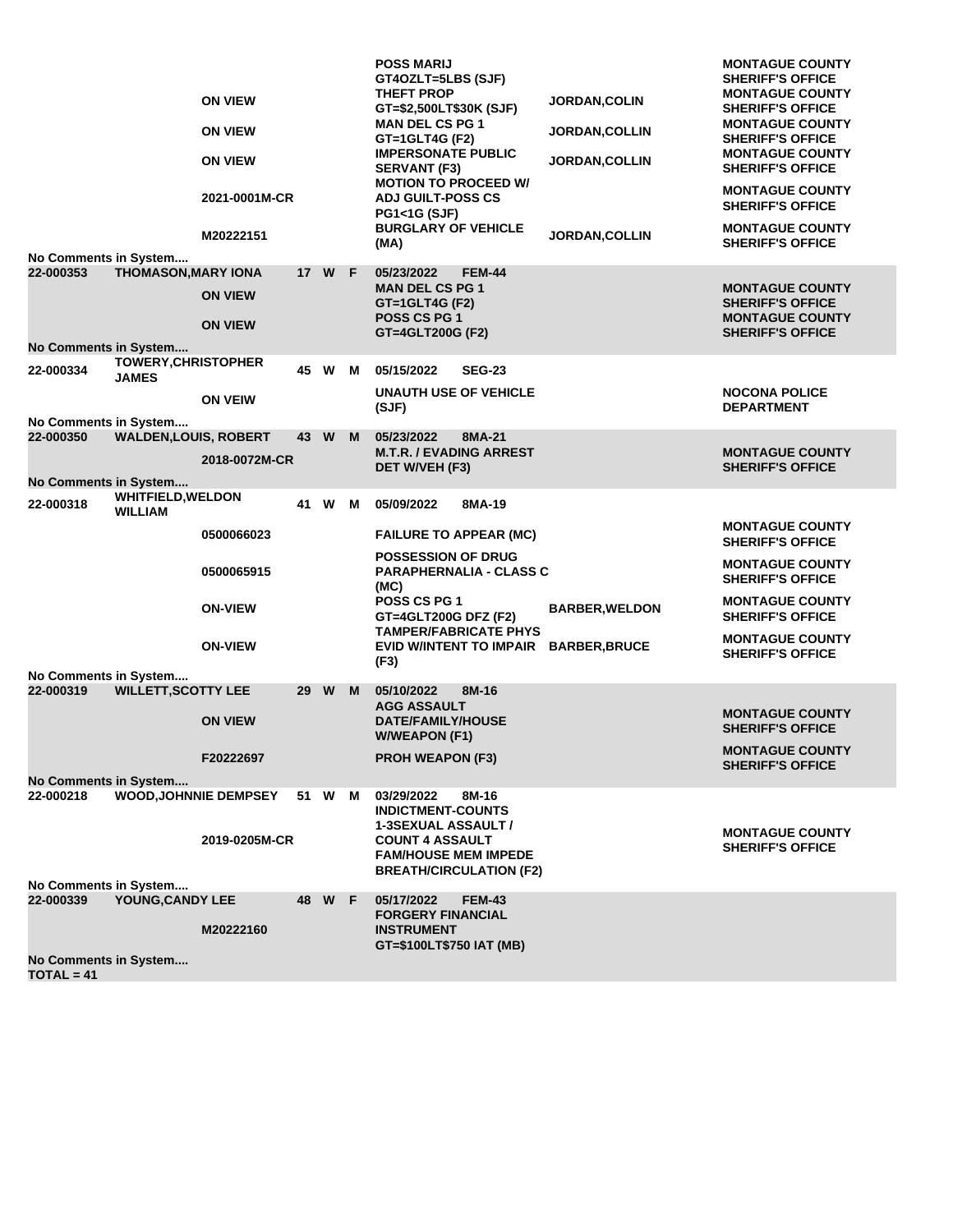| | | | | | | | | | |
|---|---|---|---|---|---|---|---|---|---|
| | | | | | | POSS MARIJ GT4OZLT=5LBS (SJF) | | | MONTAGUE COUNTY SHERIFF'S OFFICE |
| | | ON VIEW | | | | THEFT PROP GT=$2,500LT$30K (SJF) | | JORDAN,COLIN | MONTAGUE COUNTY SHERIFF'S OFFICE |
| | | ON VIEW | | | | MAN DEL CS PG 1 GT=1GLT4G (F2) | | JORDAN,COLLIN | MONTAGUE COUNTY SHERIFF'S OFFICE |
| | | ON VIEW | | | | IMPERSONATE PUBLIC SERVANT (F3) | | JORDAN,COLLIN | MONTAGUE COUNTY SHERIFF'S OFFICE |
| | | 2021-0001M-CR | | | | MOTION TO PROCEED W/ ADJ GUILT-POSS CS PG1<1G (SJF) | | | MONTAGUE COUNTY SHERIFF'S OFFICE |
| | | M20222151 | | | | BURGLARY OF VEHICLE (MA) | | JORDAN,COLLIN | MONTAGUE COUNTY SHERIFF'S OFFICE |
| No Comments in System.... | | | | | | | | | |
| 22-000353 | THOMASON,MARY IONA | | 17 | W | F | 05/23/2022 | FEM-44 | | |
| | | ON VIEW | | | | MAN DEL CS PG 1 GT=1GLT4G (F2) | | | MONTAGUE COUNTY SHERIFF'S OFFICE |
| | | ON VIEW | | | | POSS CS PG 1 GT=4GLT200G (F2) | | | MONTAGUE COUNTY SHERIFF'S OFFICE |
| No Comments in System.... | | | | | | | | | |
| 22-000334 | TOWERY,CHRISTOPHER JAMES | | 45 | W | M | 05/15/2022 | SEG-23 | | |
| | | ON VEIW | | | | UNAUTH USE OF VEHICLE (SJF) | | | NOCONA POLICE DEPARTMENT |
| No Comments in System.... | | | | | | | | | |
| 22-000350 | WALDEN,LOUIS, ROBERT | | 43 | W | M | 05/23/2022 | 8MA-21 | | |
| | | 2018-0072M-CR | | | | M.T.R. / EVADING ARREST DET W/VEH (F3) | | | MONTAGUE COUNTY SHERIFF'S OFFICE |
| No Comments in System.... | | | | | | | | | |
| 22-000318 | WHITFIELD,WELDON WILLIAM | | 41 | W | M | 05/09/2022 | 8MA-19 | | |
| | | 0500066023 | | | | FAILURE TO APPEAR (MC) | | | MONTAGUE COUNTY SHERIFF'S OFFICE |
| | | 0500065915 | | | | POSSESSION OF DRUG PARAPHERNALIA - CLASS C (MC) | | | MONTAGUE COUNTY SHERIFF'S OFFICE |
| | | ON-VIEW | | | | POSS CS PG 1 GT=4GLT200G DFZ (F2) | | BARBER,WELDON | MONTAGUE COUNTY SHERIFF'S OFFICE |
| | | ON-VIEW | | | | TAMPER/FABRICATE PHYS EVID W/INTENT TO IMPAIR (F3) | | BARBER,BRUCE | MONTAGUE COUNTY SHERIFF'S OFFICE |
| No Comments in System.... | | | | | | | | | |
| 22-000319 | WILLETT,SCOTTY LEE | | 29 | W | M | 05/10/2022 | 8M-16 | | |
| | | ON VIEW | | | | AGG ASSAULT DATE/FAMILY/HOUSE W/WEAPON (F1) | | | MONTAGUE COUNTY SHERIFF'S OFFICE |
| | | F20222697 | | | | PROH WEAPON (F3) | | | MONTAGUE COUNTY SHERIFF'S OFFICE |
| No Comments in System.... | | | | | | | | | |
| 22-000218 | WOOD,JOHNNIE DEMPSEY | | 51 | W | M | 03/29/2022 | 8M-16 | | |
| | | 2019-0205M-CR | | | | INDICTMENT-COUNTS 1-3SEXUAL ASSAULT / COUNT 4 ASSAULT FAM/HOUSE MEM IMPEDE BREATH/CIRCULATION (F2) | | | MONTAGUE COUNTY SHERIFF'S OFFICE |
| No Comments in System.... | | | | | | | | | |
| 22-000339 | YOUNG,CANDY LEE | | 48 | W | F | 05/17/2022 | FEM-43 | | |
| | | M20222160 | | | | FORGERY FINANCIAL INSTRUMENT GT=$100LT$750 IAT (MB) | | | |
| No Comments in System.... | | | | | | | | | |
| TOTAL = 41 | | | | | | | | | |